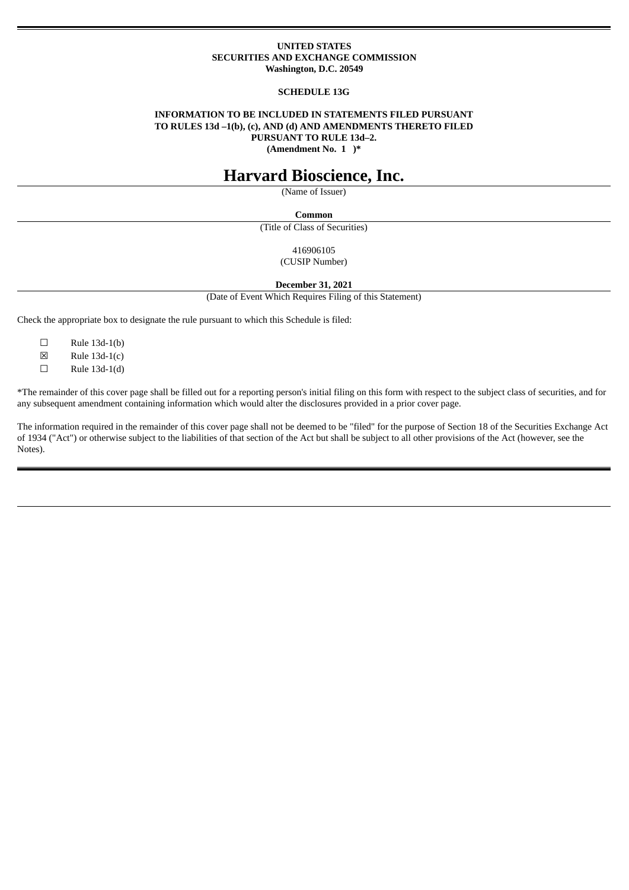**UNITED STATES**
**SECURITIES AND EXCHANGE COMMISSION**
**Washington, D.C. 20549**

**SCHEDULE 13G**

**INFORMATION TO BE INCLUDED IN STATEMENTS FILED PURSUANT TO RULES 13d –1(b), (c), AND (d) AND AMENDMENTS THERETO FILED PURSUANT TO RULE 13d–2.**
**(Amendment No. 1 )***

# Harvard Bioscience, Inc.

(Name of Issuer)

**Common**

(Title of Class of Securities)

416906105

(CUSIP Number)

**December 31, 2021**

(Date of Event Which Requires Filing of this Statement)

Check the appropriate box to designate the rule pursuant to which this Schedule is filed:

☐ Rule 13d-1(b)

☒ Rule 13d-1(c)

☐ Rule 13d-1(d)

*The remainder of this cover page shall be filled out for a reporting person's initial filing on this form with respect to the subject class of securities, and for any subsequent amendment containing information which would alter the disclosures provided in a prior cover page.

The information required in the remainder of this cover page shall not be deemed to be "filed" for the purpose of Section 18 of the Securities Exchange Act of 1934 ("Act") or otherwise subject to the liabilities of that section of the Act but shall be subject to all other provisions of the Act (however, see the Notes).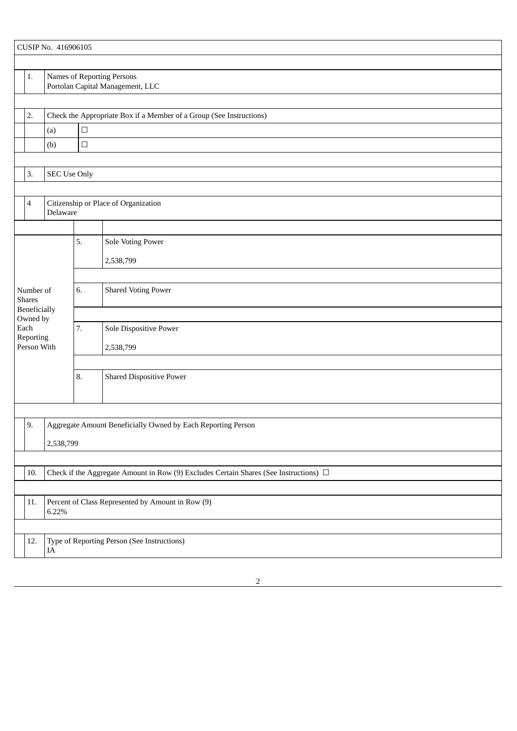CUSIP No. 416906105

| | | |
|---|---|---|
| 1. | Names of Reporting Persons<br>Portolan Capital Management, LLC | |
| 2. | Check the Appropriate Box if a Member of a Group (See Instructions) | |
| | (a) | ☐ |
| | (b) | ☐ |
| 3. | SEC Use Only | |
| 4 | Citizenship or Place of Organization<br>Delaware | |

| Number of Shares Beneficially Owned by Each Reporting Person With | | |
|---|---|---|
| | 5. | Sole Voting Power<br>2,538,799 |
| | 6. | Shared Voting Power |
| | 7. | Sole Dispositive Power<br>2,538,799 |
| | 8. | Shared Dispositive Power |

| | |
|---|---|
| 9. | Aggregate Amount Beneficially Owned by Each Reporting Person<br>2,538,799 |
| 10. | Check if the Aggregate Amount in Row (9) Excludes Certain Shares (See Instructions) ☐ |
| 11. | Percent of Class Represented by Amount in Row (9)<br>6.22% |
| 12. | Type of Reporting Person (See Instructions)<br>IA |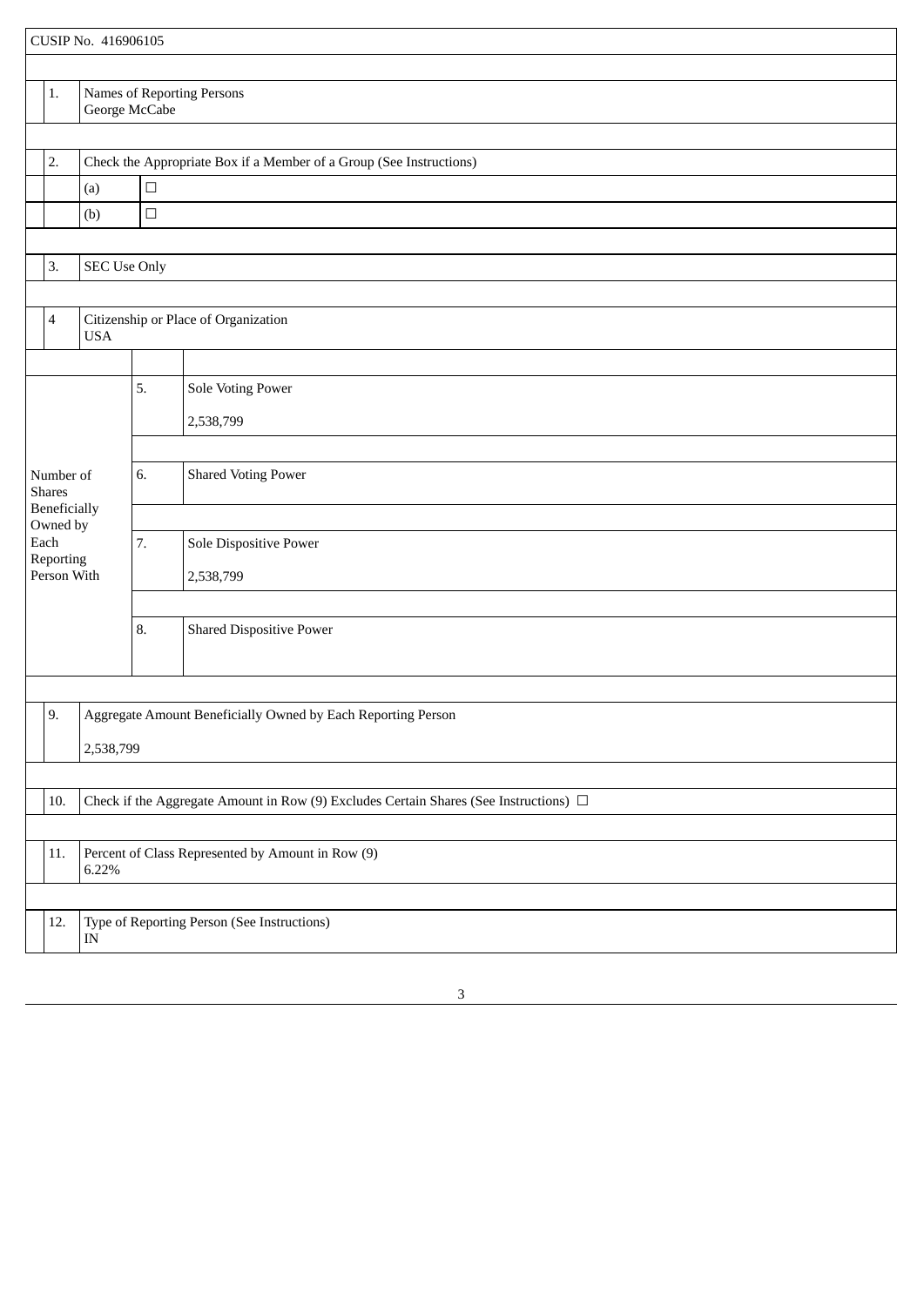CUSIP No. 416906105

| | | |
|---|---|---|
| 1. | Names of Reporting Persons<br>George McCabe | |
| 2. | Check the Appropriate Box if a Member of a Group (See Instructions) | |
| | (a) | ☐ |
| | (b) | ☐ |
| 3. | SEC Use Only | |
| 4 | Citizenship or Place of Organization<br>USA | |

| Number of Shares Beneficially Owned by Each Reporting Person With | | |
|---|---|---|
| | 5. | Sole Voting Power<br>2,538,799 |
| | 6. | Shared Voting Power |
| | 7. | Sole Dispositive Power<br>2,538,799 |
| | 8. | Shared Dispositive Power |

| | |
|---|---|
| 9. | Aggregate Amount Beneficially Owned by Each Reporting Person<br>2,538,799 |
| 10. | Check if the Aggregate Amount in Row (9) Excludes Certain Shares (See Instructions) ☐ |
| 11. | Percent of Class Represented by Amount in Row (9)<br>6.22% |
| 12. | Type of Reporting Person (See Instructions)<br>IN |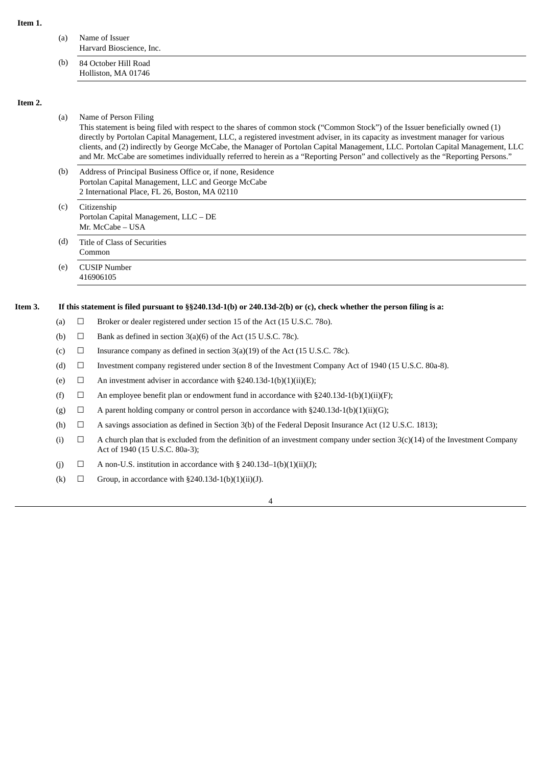**Item 1.**

(a) Name of Issuer
Harvard Bioscience, Inc.

(b) 84 October Hill Road
Holliston, MA 01746

**Item 2.**

(a) Name of Person Filing
This statement is being filed with respect to the shares of common stock ("Common Stock") of the Issuer beneficially owned (1) directly by Portolan Capital Management, LLC, a registered investment adviser, in its capacity as investment manager for various clients, and (2) indirectly by George McCabe, the Manager of Portolan Capital Management, LLC. Portolan Capital Management, LLC and Mr. McCabe are sometimes individually referred to herein as a "Reporting Person" and collectively as the "Reporting Persons."

(b) Address of Principal Business Office or, if none, Residence
Portolan Capital Management, LLC and George McCabe
2 International Place, FL 26, Boston, MA 02110

(c) Citizenship
Portolan Capital Management, LLC – DE
Mr. McCabe – USA

(d) Title of Class of Securities
Common

(e) CUSIP Number
416906105

**Item 3. If this statement is filed pursuant to §§240.13d-1(b) or 240.13d-2(b) or (c), check whether the person filing is a:**

(a) ☐ Broker or dealer registered under section 15 of the Act (15 U.S.C. 78o).

(b) ☐ Bank as defined in section 3(a)(6) of the Act (15 U.S.C. 78c).

(c) ☐ Insurance company as defined in section 3(a)(19) of the Act (15 U.S.C. 78c).

(d) ☐ Investment company registered under section 8 of the Investment Company Act of 1940 (15 U.S.C. 80a-8).

(e) ☐ An investment adviser in accordance with §240.13d-1(b)(1)(ii)(E);

(f) ☐ An employee benefit plan or endowment fund in accordance with §240.13d-1(b)(1)(ii)(F);

(g) ☐ A parent holding company or control person in accordance with §240.13d-1(b)(1)(ii)(G);

(h) ☐ A savings association as defined in Section 3(b) of the Federal Deposit Insurance Act (12 U.S.C. 1813);

(i) ☐ A church plan that is excluded from the definition of an investment company under section 3(c)(14) of the Investment Company Act of 1940 (15 U.S.C. 80a-3);

(j) ☐ A non-U.S. institution in accordance with § 240.13d–1(b)(1)(ii)(J);

(k) ☐ Group, in accordance with §240.13d-1(b)(1)(ii)(J).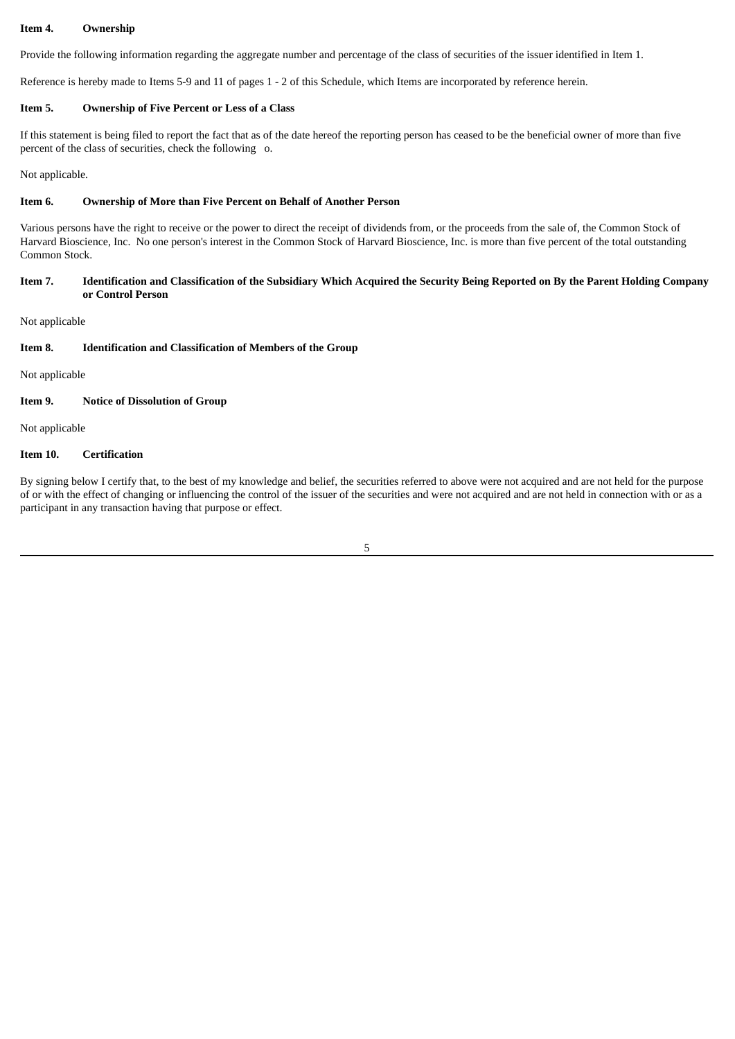**Item 4. Ownership**

Provide the following information regarding the aggregate number and percentage of the class of securities of the issuer identified in Item 1.

Reference is hereby made to Items 5-9 and 11 of pages 1 - 2 of this Schedule, which Items are incorporated by reference herein.

**Item 5. Ownership of Five Percent or Less of a Class**

If this statement is being filed to report the fact that as of the date hereof the reporting person has ceased to be the beneficial owner of more than five percent of the class of securities, check the following o.

Not applicable.

**Item 6. Ownership of More than Five Percent on Behalf of Another Person**

Various persons have the right to receive or the power to direct the receipt of dividends from, or the proceeds from the sale of, the Common Stock of Harvard Bioscience, Inc. No one person's interest in the Common Stock of Harvard Bioscience, Inc. is more than five percent of the total outstanding Common Stock.

**Item 7. Identification and Classification of the Subsidiary Which Acquired the Security Being Reported on By the Parent Holding Company or Control Person**

Not applicable

**Item 8. Identification and Classification of Members of the Group**

Not applicable

**Item 9. Notice of Dissolution of Group**

Not applicable

**Item 10. Certification**

By signing below I certify that, to the best of my knowledge and belief, the securities referred to above were not acquired and are not held for the purpose of or with the effect of changing or influencing the control of the issuer of the securities and were not acquired and are not held in connection with or as a participant in any transaction having that purpose or effect.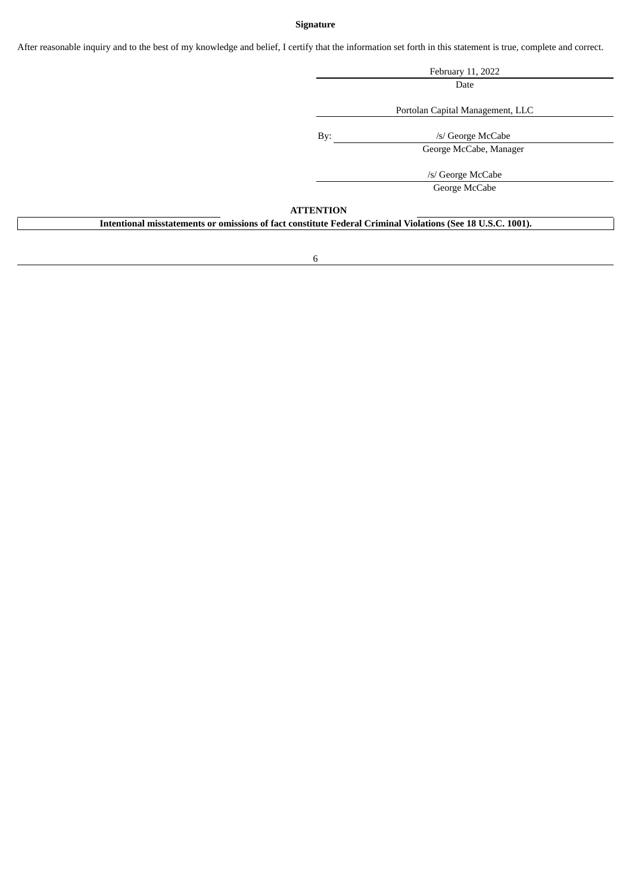**Signature**

After reasonable inquiry and to the best of my knowledge and belief, I certify that the information set forth in this statement is true, complete and correct.

February 11, 2022

Date

Portolan Capital Management, LLC

By: /s/ George McCabe

George McCabe, Manager

/s/ George McCabe

George McCabe

**ATTENTION**

**Intentional misstatements or omissions of fact constitute Federal Criminal Violations (See 18 U.S.C. 1001).**